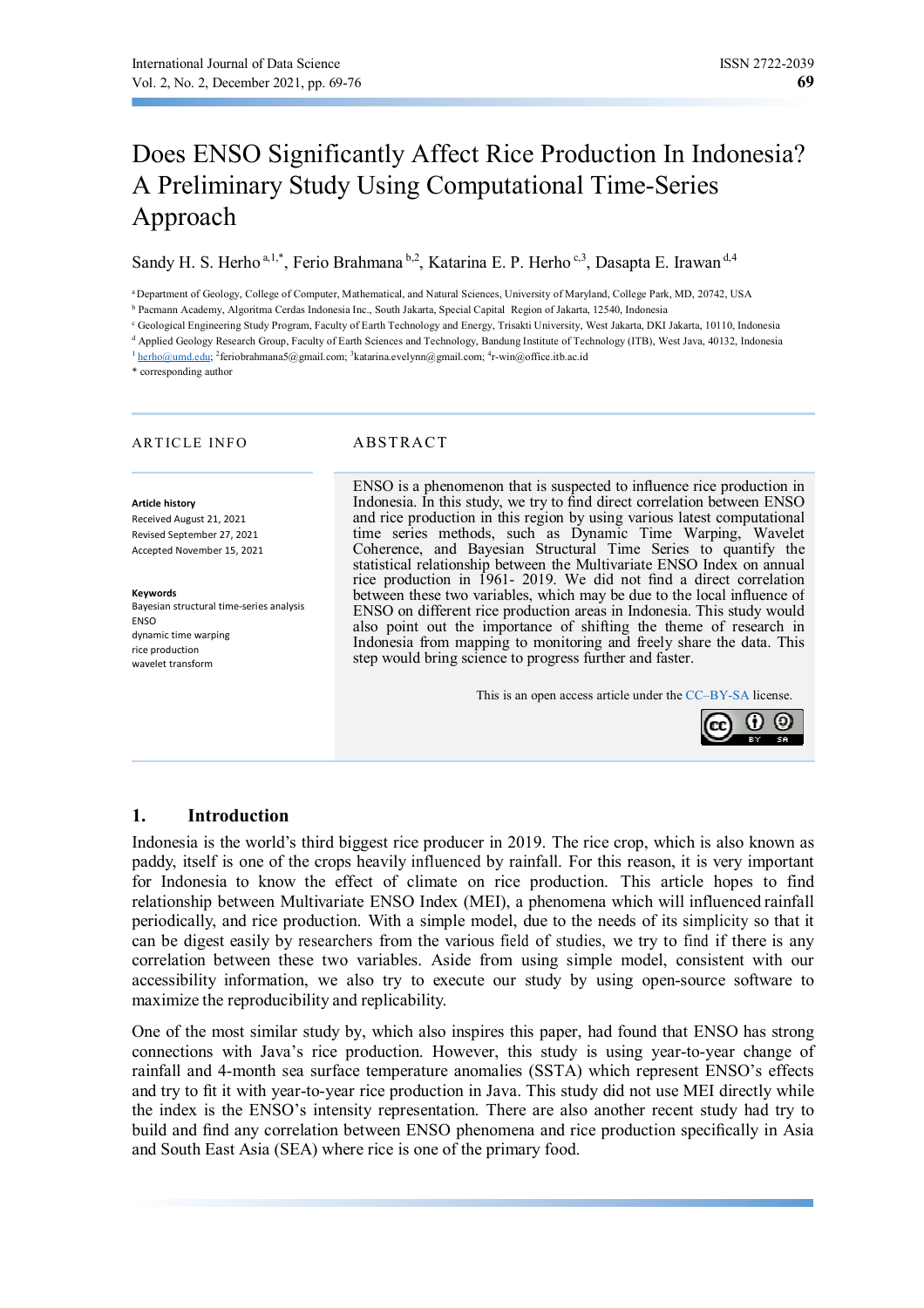# Does ENSO Significantly Affect Rice Production In Indonesia? A Preliminary Study Using Computational Time-Series Approach

Sandy H. S. Herho[a,1,*], Ferio Brahmana[b,2], Katarina E. P. Herho[c,3], Dasapta E. Irawan[d,4]

[a] Department of Geology, College of Computer, Mathematical, and Natural Sciences, University of Maryland, College Park, MD, 20742, USA
[b] Pacmann Academy, Algoritma Cerdas Indonesia Inc., South Jakarta, Special Capital Region of Jakarta, 12540, Indonesia
[c] Geological Engineering Study Program, Faculty of Earth Technology and Energy, Trisakti University, West Jakarta, DKI Jakarta, 10110, Indonesia
[d] Applied Geology Research Group, Faculty of Earth Sciences and Technology, Bandung Institute of Technology (ITB), West Java, 40132, Indonesia
[1] herho@umd.edu; [2] feriobrahmana5@gmail.com; [3] katarina.evelynn@gmail.com; [4] r-win@office.itb.ac.id
* corresponding author

## ARTICLE INFO

**Article history**
Received August 21, 2021
Revised September 27, 2021
Accepted November 15, 2021

**Keywords**
Bayesian structural time-series analysis
ENSO
dynamic time warping
rice production
wavelet transform

## ABSTRACT

ENSO is a phenomenon that is suspected to influence rice production in Indonesia. In this study, we try to find direct correlation between ENSO and rice production in this region by using various latest computational time series methods, such as Dynamic Time Warping, Wavelet Coherence, and Bayesian Structural Time Series to quantify the statistical relationship between the Multivariate ENSO Index on annual rice production in 1961- 2019. We did not find a direct correlation between these two variables, which may be due to the local influence of ENSO on different rice production areas in Indonesia. This study would also point out the importance of shifting the theme of research in Indonesia from mapping to monitoring and freely share the data. This step would bring science to progress further and faster.

This is an open access article under the CC–BY-SA license.

## 1. Introduction

Indonesia is the world's third biggest rice producer in 2019. The rice crop, which is also known as paddy, itself is one of the crops heavily influenced by rainfall. For this reason, it is very important for Indonesia to know the effect of climate on rice production. This article hopes to find relationship between Multivariate ENSO Index (MEI), a phenomena which will influenced rainfall periodically, and rice production. With a simple model, due to the needs of its simplicity so that it can be digest easily by researchers from the various field of studies, we try to find if there is any correlation between these two variables. Aside from using simple model, consistent with our accessibility information, we also try to execute our study by using open-source software to maximize the reproducibility and replicability.

One of the most similar study by, which also inspires this paper, had found that ENSO has strong connections with Java's rice production. However, this study is using year-to-year change of rainfall and 4-month sea surface temperature anomalies (SSTA) which represent ENSO's effects and try to fit it with year-to-year rice production in Java. This study did not use MEI directly while the index is the ENSO's intensity representation. There are also another recent study had try to build and find any correlation between ENSO phenomena and rice production specifically in Asia and South East Asia (SEA) where rice is one of the primary food.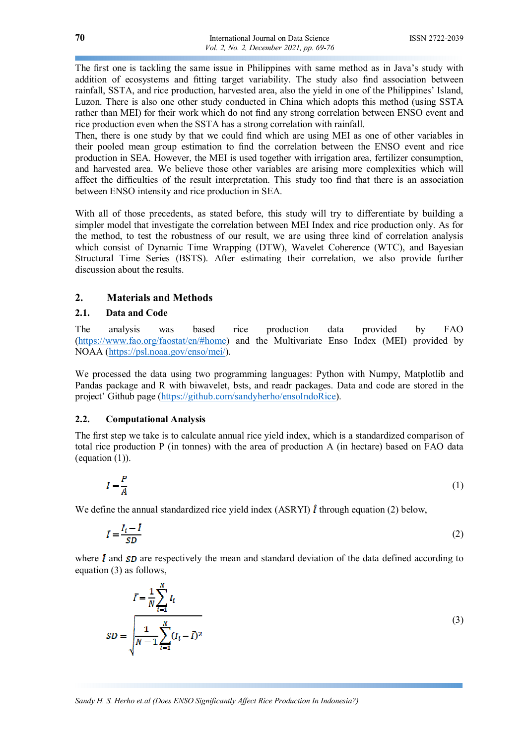The first one is tackling the same issue in Philippines with same method as in Java's study with addition of ecosystems and fitting target variability. The study also find association between rainfall, SSTA, and rice production, harvested area, also the yield in one of the Philippines' Island, Luzon. There is also one other study conducted in China which adopts this method (using SSTA rather than MEI) for their work which do not find any strong correlation between ENSO event and rice production even when the SSTA has a strong correlation with rainfall.
Then, there is one study by that we could find which are using MEI as one of other variables in their pooled mean group estimation to find the correlation between the ENSO event and rice production in SEA. However, the MEI is used together with irrigation area, fertilizer consumption, and harvested area. We believe those other variables are arising more complexities which will affect the difficulties of the result interpretation. This study too find that there is an association between ENSO intensity and rice production in SEA.

With all of those precedents, as stated before, this study will try to differentiate by building a simpler model that investigate the correlation between MEI Index and rice production only. As for the method, to test the robustness of our result, we are using three kind of correlation analysis which consist of Dynamic Time Wrapping (DTW), Wavelet Coherence (WTC), and Bayesian Structural Time Series (BSTS). After estimating their correlation, we also provide further discussion about the results.

## 2. Materials and Methods

### 2.1. Data and Code

The analysis was based rice production data provided by FAO (https://www.fao.org/faostat/en/#home) and the Multivariate Enso Index (MEI) provided by NOAA (https://psl.noaa.gov/enso/mei/).

We processed the data using two programming languages: Python with Numpy, Matplotlib and Pandas package and R with biwavelet, bsts, and readr packages. Data and code are stored in the project' Github page (https://github.com/sandyherho/ensoIndoRice).

### 2.2. Computational Analysis

The first step we take is to calculate annual rice yield index, which is a standardized comparison of total rice production P (in tonnes) with the area of production A (in hectare) based on FAO data (equation (1)).

$$I = \frac{P}{A} \tag{1}$$

We define the annual standardized rice yield index (ASRYI) $\hat{I}$ through equation (2) below,

$$\hat{I} = \frac{I_i - \bar{I}}{SD} \tag{2}$$

where $\bar{I}$ and $SD$ are respectively the mean and standard deviation of the data defined according to equation (3) as follows,

$$\bar{I} = \frac{1}{N}\sum_{i=1}^{N} I_i$$
$$SD = \sqrt{\frac{1}{N-1}\sum_{i=1}^{N}(I_i - \bar{I})^2} \tag{3}$$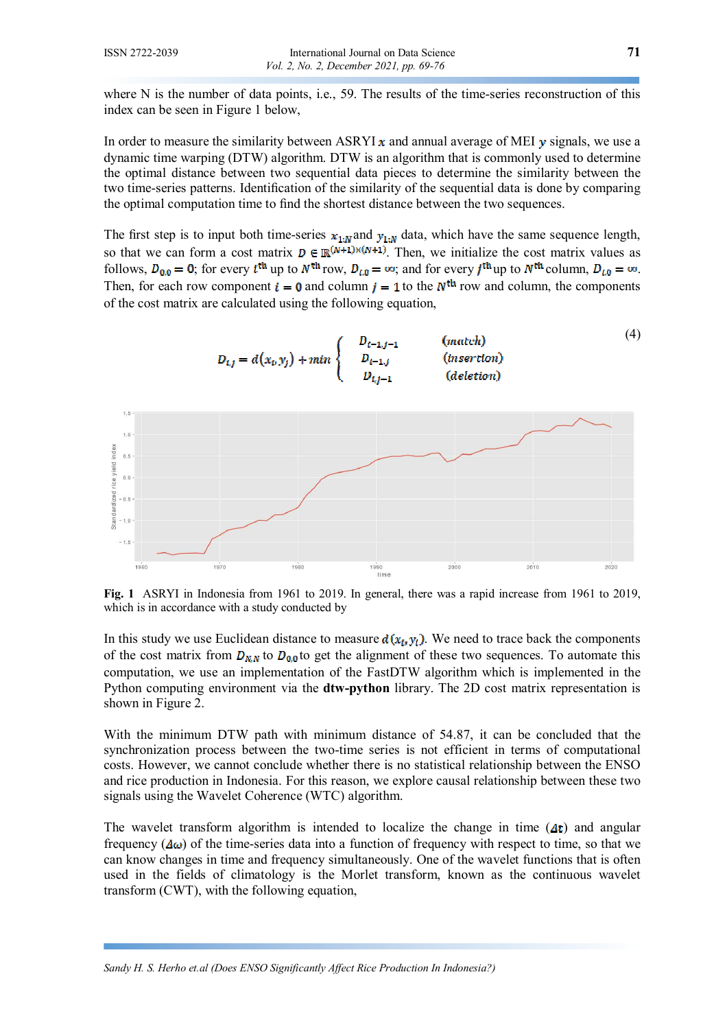where N is the number of data points, i.e., 59. The results of the time-series reconstruction of this index can be seen in Figure 1 below,

In order to measure the similarity between ASRYI $x$ and annual average of MEI $y$ signals, we use a dynamic time warping (DTW) algorithm. DTW is an algorithm that is commonly used to determine the optimal distance between two sequential data pieces to determine the similarity between the two time-series patterns. Identification of the similarity of the sequential data is done by comparing the optimal computation time to find the shortest distance between the two sequences.

The first step is to input both time-series $x_{1:N}$ and $y_{1:N}$ data, which have the same sequence length, so that we can form a cost matrix $D \in \mathbb{R}^{(N+1)\times(N+1)}$. Then, we initialize the cost matrix values as follows, $D_{0,0} = 0$; for every $i^{\text{th}}$ up to $N^{\text{th}}$ row, $D_{i,0} = \infty$; and for every $j^{\text{th}}$ up to $N^{\text{th}}$ column, $D_{i,0} = \infty$. Then, for each row component $i = 0$ and column $j = 1$ to the $N^{\text{th}}$ row and column, the components of the cost matrix are calculated using the following equation,

$$D_{i,j} = d(x_i, y_j) + \min \begin{cases} D_{i-1,j-1} & (match) \\ D_{i-1,j} & (insertion) \\ D_{i,j-1} & (deletion) \end{cases} \tag{4}$$

**Fig. 1** ASRYI in Indonesia from 1961 to 2019. In general, there was a rapid increase from 1961 to 2019, which is in accordance with a study conducted by

In this study we use Euclidean distance to measure $d(x_i, y_i)$. We need to trace back the components of the cost matrix from $D_{N,N}$ to $D_{0,0}$ to get the alignment of these two sequences. To automate this computation, we use an implementation of the FastDTW algorithm which is implemented in the Python computing environment via the **dtw-python** library. The 2D cost matrix representation is shown in Figure 2.

With the minimum DTW path with minimum distance of 54.87, it can be concluded that the synchronization process between the two-time series is not efficient in terms of computational costs. However, we cannot conclude whether there is no statistical relationship between the ENSO and rice production in Indonesia. For this reason, we explore causal relationship between these two signals using the Wavelet Coherence (WTC) algorithm.

The wavelet transform algorithm is intended to localize the change in time ($\Delta t$) and angular frequency ($\Delta\omega$) of the time-series data into a function of frequency with respect to time, so that we can know changes in time and frequency simultaneously. One of the wavelet functions that is often used in the fields of climatology is the Morlet transform, known as the continuous wavelet transform (CWT), with the following equation,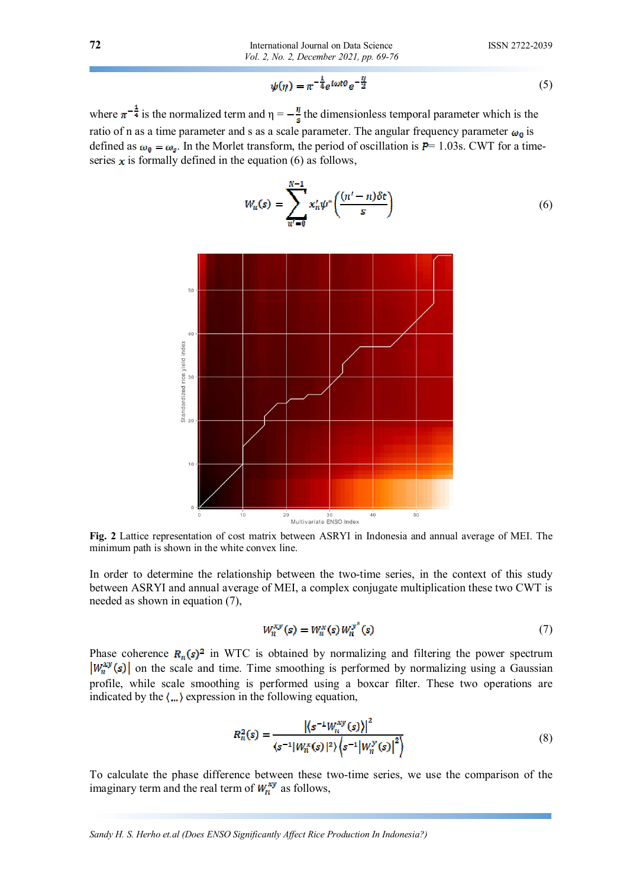$$\psi(\eta) = \pi^{-\frac{1}{4}} e^{i\omega t\theta} e^{-\frac{\eta}{2}} \tag{5}$$

where $\pi^{-\frac{1}{4}}$ is the normalized term and η = $-\frac{n}{s}$ the dimensionless temporal parameter which is the ratio of n as a time parameter and s as a scale parameter. The angular frequency parameter $\omega_0$ is defined as $\omega_0 = \omega_s$. In the Morlet transform, the period of oscillation is $P$= 1.03s. CWT for a time-series $x$ is formally defined in the equation (6) as follows,

$$W_n(s) = \sum_{n'=0}^{N-1} x'_n \psi^* \left( \frac{(n'-n)\delta t}{s} \right) \tag{6}$$

**Fig. 2** Lattice representation of cost matrix between ASRYI in Indonesia and annual average of MEI. The minimum path is shown in the white convex line.

In order to determine the relationship between the two-time series, in the context of this study between ASRYI and annual average of MEI, a complex conjugate multiplication these two CWT is needed as shown in equation (7),

$$W_n^{xy}(s) = W_n^x(s) W_n^{y^*}(s) \tag{7}$$

Phase coherence $R_n(s)^2$ in WTC is obtained by normalizing and filtering the power spectrum $|W_n^{xy}(s)|$ on the scale and time. Time smoothing is performed by normalizing using a Gaussian profile, while scale smoothing is performed using a boxcar filter. These two operations are indicated by the $\langle ... \rangle$ expression in the following equation,

$$R_n^2(s) = \frac{\left| \langle s^{-1} W_n^{xy}(s) \rangle \right|^2}{\langle s^{-1} |W_n^x(s)|^2 \rangle \left\langle s^{-1} \left| W_n^y(s) \right|^2 \right\rangle} \tag{8}$$

To calculate the phase difference between these two-time series, we use the comparison of the imaginary term and the real term of $W_n^{xy}$ as follows,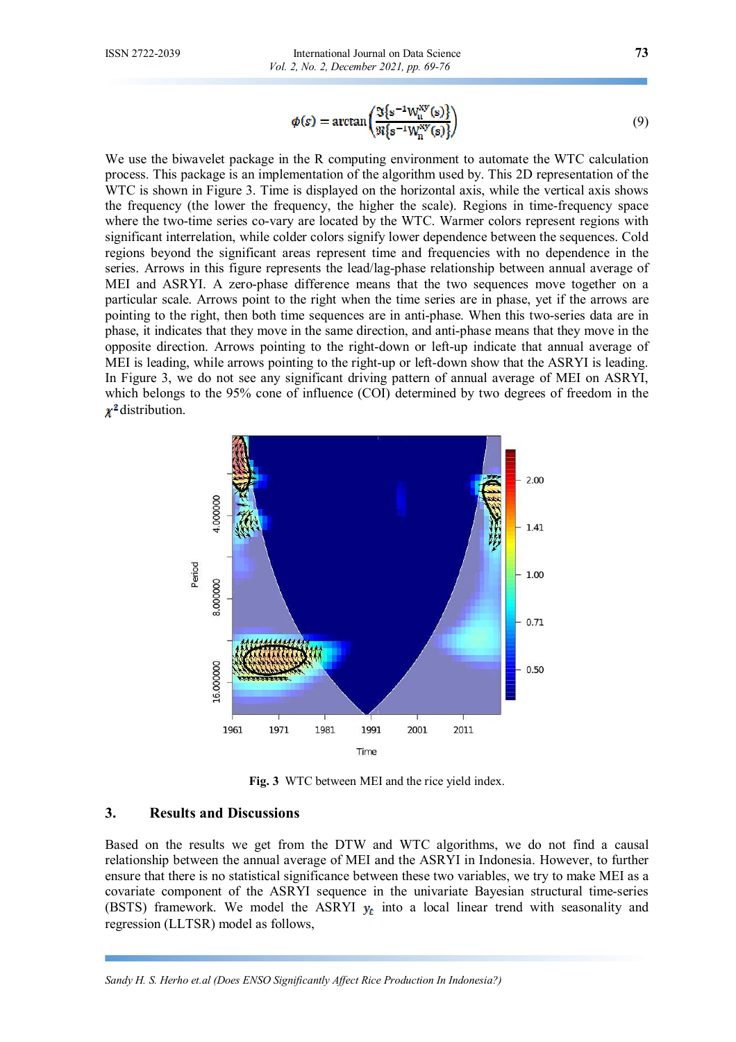$$\phi(s) = \arctan\left(\frac{\Im\{s^{-1}W_n^{xy}(s)\}}{\Re\{s^{-1}W_n^{xy}(s)\}}\right) \tag{9}$$

We use the biwavelet package in the R computing environment to automate the WTC calculation process. This package is an implementation of the algorithm used by. This 2D representation of the WTC is shown in Figure 3. Time is displayed on the horizontal axis, while the vertical axis shows the frequency (the lower the frequency, the higher the scale). Regions in time-frequency space where the two-time series co-vary are located by the WTC. Warmer colors represent regions with significant interrelation, while colder colors signify lower dependence between the sequences. Cold regions beyond the significant areas represent time and frequencies with no dependence in the series. Arrows in this figure represents the lead/lag-phase relationship between annual average of MEI and ASRYI. A zero-phase difference means that the two sequences move together on a particular scale. Arrows point to the right when the time series are in phase, yet if the arrows are pointing to the right, then both time sequences are in anti-phase. When this two-series data are in phase, it indicates that they move in the same direction, and anti-phase means that they move in the opposite direction. Arrows pointing to the right-down or left-up indicate that annual average of MEI is leading, while arrows pointing to the right-up or left-down show that the ASRYI is leading. In Figure 3, we do not see any significant driving pattern of annual average of MEI on ASRYI, which belongs to the 95% cone of influence (COI) determined by two degrees of freedom in the $\chi^2$ distribution.

**Fig. 3** WTC between MEI and the rice yield index.

## 3. Results and Discussions

Based on the results we get from the DTW and WTC algorithms, we do not find a causal relationship between the annual average of MEI and the ASRYI in Indonesia. However, to further ensure that there is no statistical significance between these two variables, we try to make MEI as a covariate component of the ASRYI sequence in the univariate Bayesian structural time-series (BSTS) framework. We model the ASRYI $y_t$ into a local linear trend with seasonality and regression (LLTSR) model as follows,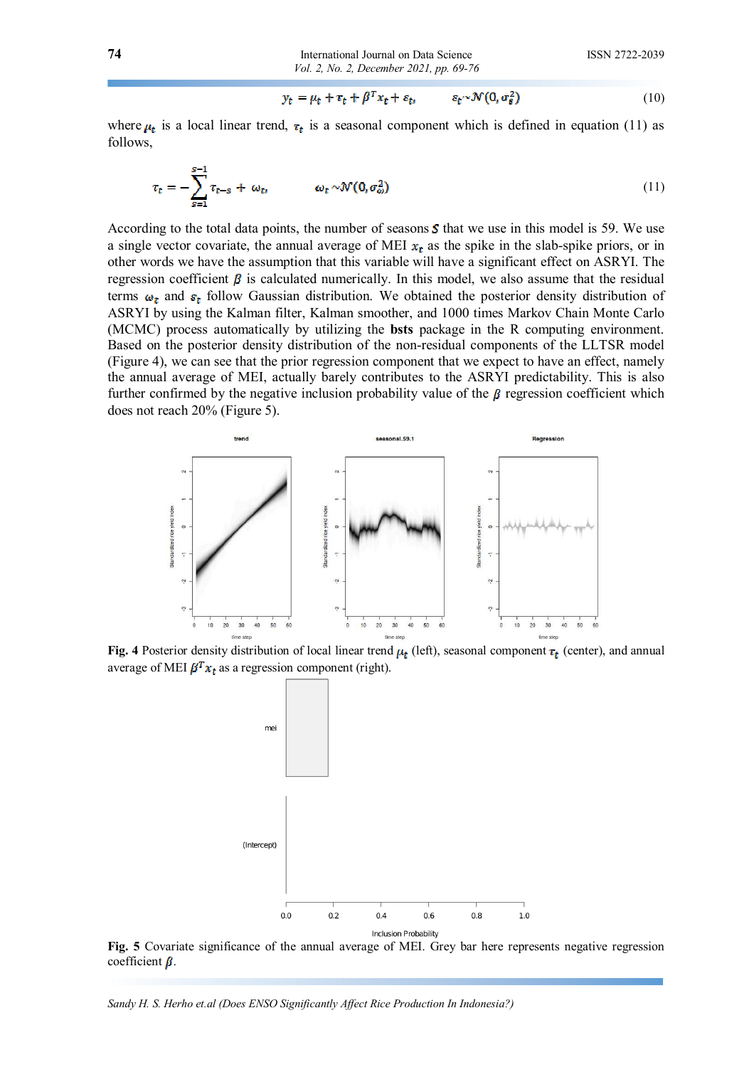$$y_t = \mu_t + \tau_t + \beta^T x_t + \varepsilon_t, \qquad \varepsilon_t \sim \mathcal{N}(0, \sigma_\varepsilon^2) \tag{10}$$

where $\mu_t$ is a local linear trend, $\tau_t$ is a seasonal component which is defined in equation (11) as follows,

$$\tau_t = -\sum_{s=1}^{S-1} \tau_{t-s} + \omega_t, \qquad \omega_t \sim \mathcal{N}(0, \sigma_\omega^2) \tag{11}$$

According to the total data points, the number of seasons $S$ that we use in this model is 59. We use a single vector covariate, the annual average of MEI $x_t$ as the spike in the slab-spike priors, or in other words we have the assumption that this variable will have a significant effect on ASRYI. The regression coefficient $\beta$ is calculated numerically. In this model, we also assume that the residual terms $\omega_t$ and $\varepsilon_t$ follow Gaussian distribution. We obtained the posterior density distribution of ASRYI by using the Kalman filter, Kalman smoother, and 1000 times Markov Chain Monte Carlo (MCMC) process automatically by utilizing the **bsts** package in the R computing environment. Based on the posterior density distribution of the non-residual components of the LLTSR model (Figure 4), we can see that the prior regression component that we expect to have an effect, namely the annual average of MEI, actually barely contributes to the ASRYI predictability. This is also further confirmed by the negative inclusion probability value of the $\beta$ regression coefficient which does not reach 20% (Figure 5).

**Fig. 4** Posterior density distribution of local linear trend $\mu_t$ (left), seasonal component $\tau_t$ (center), and annual average of MEI $\beta^T x_t$ as a regression component (right).

**Fig. 5** Covariate significance of the annual average of MEI. Grey bar here represents negative regression coefficient $\beta$.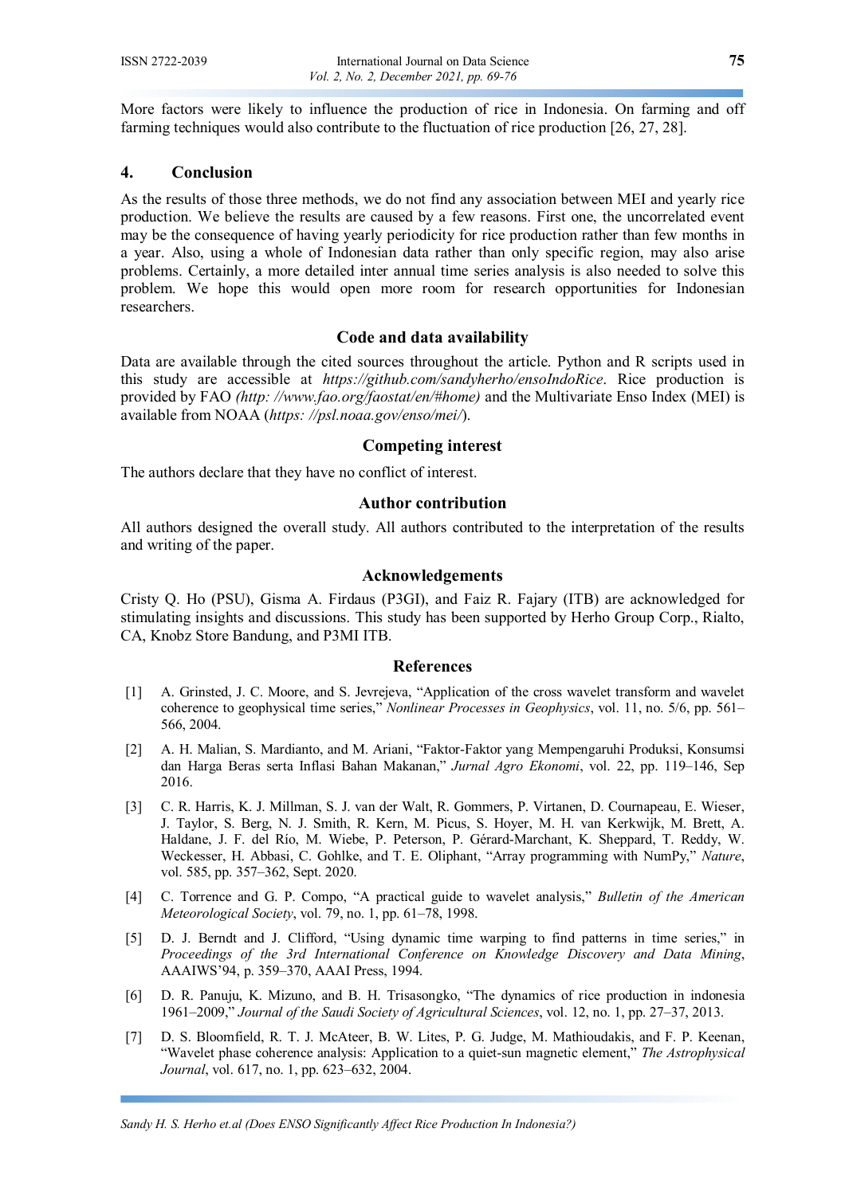More factors were likely to influence the production of rice in Indonesia. On farming and off farming techniques would also contribute to the fluctuation of rice production [26, 27, 28].

## 4. Conclusion

As the results of those three methods, we do not find any association between MEI and yearly rice production. We believe the results are caused by a few reasons. First one, the uncorrelated event may be the consequence of having yearly periodicity for rice production rather than few months in a year. Also, using a whole of Indonesian data rather than only specific region, may also arise problems. Certainly, a more detailed inter annual time series analysis is also needed to solve this problem. We hope this would open more room for research opportunities for Indonesian researchers.

### Code and data availability

Data are available through the cited sources throughout the article. Python and R scripts used in this study are accessible at *https://github.com/sandyherho/ensoIndoRice*. Rice production is provided by FAO *(http: //www.fao.org/faostat/en/#home)* and the Multivariate Enso Index (MEI) is available from NOAA (*https: //psl.noaa.gov/enso/mei/*).

### Competing interest

The authors declare that they have no conflict of interest.

### Author contribution

All authors designed the overall study. All authors contributed to the interpretation of the results and writing of the paper.

### Acknowledgements

Cristy Q. Ho (PSU), Gisma A. Firdaus (P3GI), and Faiz R. Fajary (ITB) are acknowledged for stimulating insights and discussions. This study has been supported by Herho Group Corp., Rialto, CA, Knobz Store Bandung, and P3MI ITB.

### References

[1] A. Grinsted, J. C. Moore, and S. Jevrejeva, "Application of the cross wavelet transform and wavelet coherence to geophysical time series," *Nonlinear Processes in Geophysics*, vol. 11, no. 5/6, pp. 561–566, 2004.

[2] A. H. Malian, S. Mardianto, and M. Ariani, "Faktor-Faktor yang Mempengaruhi Produksi, Konsumsi dan Harga Beras serta Inflasi Bahan Makanan," *Jurnal Agro Ekonomi*, vol. 22, pp. 119–146, Sep 2016.

[3] C. R. Harris, K. J. Millman, S. J. van der Walt, R. Gommers, P. Virtanen, D. Cournapeau, E. Wieser, J. Taylor, S. Berg, N. J. Smith, R. Kern, M. Picus, S. Hoyer, M. H. van Kerkwijk, M. Brett, A. Haldane, J. F. del Río, M. Wiebe, P. Peterson, P. Gérard-Marchant, K. Sheppard, T. Reddy, W. Weckesser, H. Abbasi, C. Gohlke, and T. E. Oliphant, "Array programming with NumPy," *Nature*, vol. 585, pp. 357–362, Sept. 2020.

[4] C. Torrence and G. P. Compo, "A practical guide to wavelet analysis," *Bulletin of the American Meteorological Society*, vol. 79, no. 1, pp. 61–78, 1998.

[5] D. J. Berndt and J. Clifford, "Using dynamic time warping to find patterns in time series," in *Proceedings of the 3rd International Conference on Knowledge Discovery and Data Mining*, AAAIWS'94, p. 359–370, AAAI Press, 1994.

[6] D. R. Panuju, K. Mizuno, and B. H. Trisasongko, "The dynamics of rice production in indonesia 1961–2009," *Journal of the Saudi Society of Agricultural Sciences*, vol. 12, no. 1, pp. 27–37, 2013.

[7] D. S. Bloomfield, R. T. J. McAteer, B. W. Lites, P. G. Judge, M. Mathioudakis, and F. P. Keenan, "Wavelet phase coherence analysis: Application to a quiet-sun magnetic element," *The Astrophysical Journal*, vol. 617, no. 1, pp. 623–632, 2004.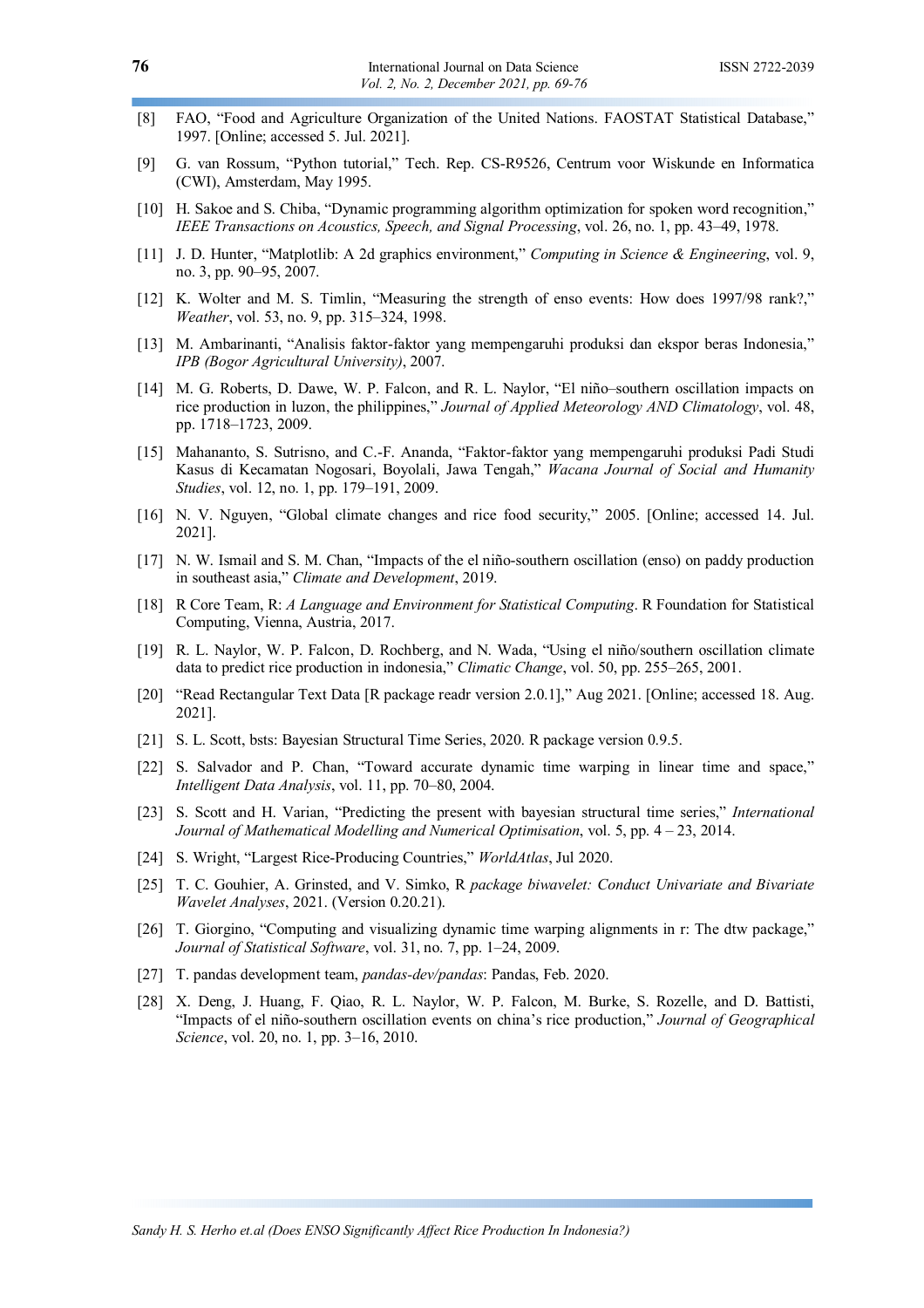[8] FAO, "Food and Agriculture Organization of the United Nations. FAOSTAT Statistical Database," 1997. [Online; accessed 5. Jul. 2021].

[9] G. van Rossum, "Python tutorial," Tech. Rep. CS-R9526, Centrum voor Wiskunde en Informatica (CWI), Amsterdam, May 1995.

[10] H. Sakoe and S. Chiba, "Dynamic programming algorithm optimization for spoken word recognition," *IEEE Transactions on Acoustics, Speech, and Signal Processing*, vol. 26, no. 1, pp. 43–49, 1978.

[11] J. D. Hunter, "Matplotlib: A 2d graphics environment," *Computing in Science & Engineering*, vol. 9, no. 3, pp. 90–95, 2007.

[12] K. Wolter and M. S. Timlin, "Measuring the strength of enso events: How does 1997/98 rank?," *Weather*, vol. 53, no. 9, pp. 315–324, 1998.

[13] M. Ambarinanti, "Analisis faktor-faktor yang mempengaruhi produksi dan ekspor beras Indonesia," *IPB (Bogor Agricultural University)*, 2007.

[14] M. G. Roberts, D. Dawe, W. P. Falcon, and R. L. Naylor, "El niño–southern oscillation impacts on rice production in luzon, the philippines," *Journal of Applied Meteorology AND Climatology*, vol. 48, pp. 1718–1723, 2009.

[15] Mahananto, S. Sutrisno, and C.-F. Ananda, "Faktor-faktor yang mempengaruhi produksi Padi Studi Kasus di Kecamatan Nogosari, Boyolali, Jawa Tengah," *Wacana Journal of Social and Humanity Studies*, vol. 12, no. 1, pp. 179–191, 2009.

[16] N. V. Nguyen, "Global climate changes and rice food security," 2005. [Online; accessed 14. Jul. 2021].

[17] N. W. Ismail and S. M. Chan, "Impacts of the el niño-southern oscillation (enso) on paddy production in southeast asia," *Climate and Development*, 2019.

[18] R Core Team, R: *A Language and Environment for Statistical Computing*. R Foundation for Statistical Computing, Vienna, Austria, 2017.

[19] R. L. Naylor, W. P. Falcon, D. Rochberg, and N. Wada, "Using el niño/southern oscillation climate data to predict rice production in indonesia," *Climatic Change*, vol. 50, pp. 255–265, 2001.

[20] "Read Rectangular Text Data [R package readr version 2.0.1]," Aug 2021. [Online; accessed 18. Aug. 2021].

[21] S. L. Scott, bsts: Bayesian Structural Time Series, 2020. R package version 0.9.5.

[22] S. Salvador and P. Chan, "Toward accurate dynamic time warping in linear time and space," *Intelligent Data Analysis*, vol. 11, pp. 70–80, 2004.

[23] S. Scott and H. Varian, "Predicting the present with bayesian structural time series," *International Journal of Mathematical Modelling and Numerical Optimisation*, vol. 5, pp. 4 – 23, 2014.

[24] S. Wright, "Largest Rice-Producing Countries," *WorldAtlas*, Jul 2020.

[25] T. C. Gouhier, A. Grinsted, and V. Simko, R *package biwavelet: Conduct Univariate and Bivariate Wavelet Analyses*, 2021. (Version 0.20.21).

[26] T. Giorgino, "Computing and visualizing dynamic time warping alignments in r: The dtw package," *Journal of Statistical Software*, vol. 31, no. 7, pp. 1–24, 2009.

[27] T. pandas development team, *pandas-dev/pandas*: Pandas, Feb. 2020.

[28] X. Deng, J. Huang, F. Qiao, R. L. Naylor, W. P. Falcon, M. Burke, S. Rozelle, and D. Battisti, "Impacts of el niño-southern oscillation events on china's rice production," *Journal of Geographical Science*, vol. 20, no. 1, pp. 3–16, 2010.